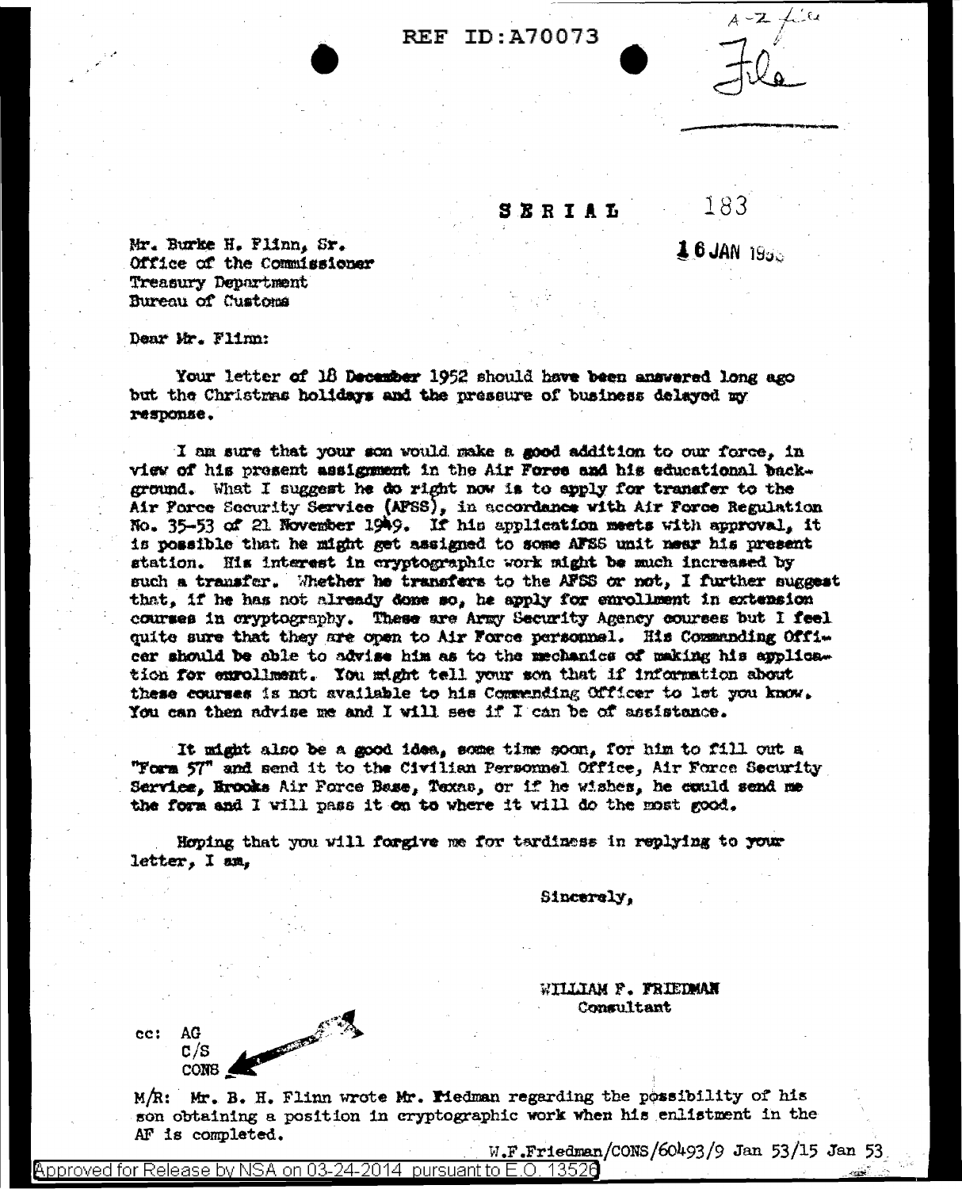REF ID:A70073

A-Z file

File

SERIAL 183

16 JAN 1953

Mr. Burke H. Flinn, Sr.
Office of the Commissioner
Treasury Department
Bureau of Customs

Dear Mr. Flinn:

Your letter of 18 December 1952 should have been answered long ago but the Christmas holidays and the pressure of business delayed my response.

I am sure that your son would make a good addition to our force, in view of his present assignment in the Air Force and his educational background. What I suggest he do right now is to apply for transfer to the Air Force Security Service (AFSS), in accordance with Air Force Regulation No. 35-53 of 21 November 1949. If his application meets with approval, it is possible that he might get assigned to some AFSS unit near his present station. His interest in cryptographic work might be much increased by such a transfer. Whether he transfers to the AFSS or not, I further suggest that, if he has not already done so, he apply for enrollment in extension courses in cryptography. These are Army Security Agency courses but I feel quite sure that they are open to Air Force personnel. His Commanding Officer should be able to advise him as to the mechanics of making his application for enrollment. You might tell your son that if information about these courses is not available to his Commanding Officer to let you know. You can then advise me and I will see if I can be of assistance.

It might also be a good idea, some time soon, for him to fill out a "Form 57" and send it to the Civilian Personnel Office, Air Force Security Service, Brooks Air Force Base, Texas, or if he wishes, he could send me the form and I will pass it on to where it will do the most good.

Hoping that you will forgive me for tardiness in replying to your letter, I am,

Sincerely,

WILLIAM F. FRIEDMAN
Consultant

cc: AG
C/S
CONS

M/R: Mr. B. H. Flinn wrote Mr. Friedman regarding the possibility of his son obtaining a position in cryptographic work when his enlistment in the AF is completed.

W.F.Friedman/CONS/60493/9 Jan 53/15 Jan 53

Approved for Release by NSA on 03-24-2014 pursuant to E.O. 13526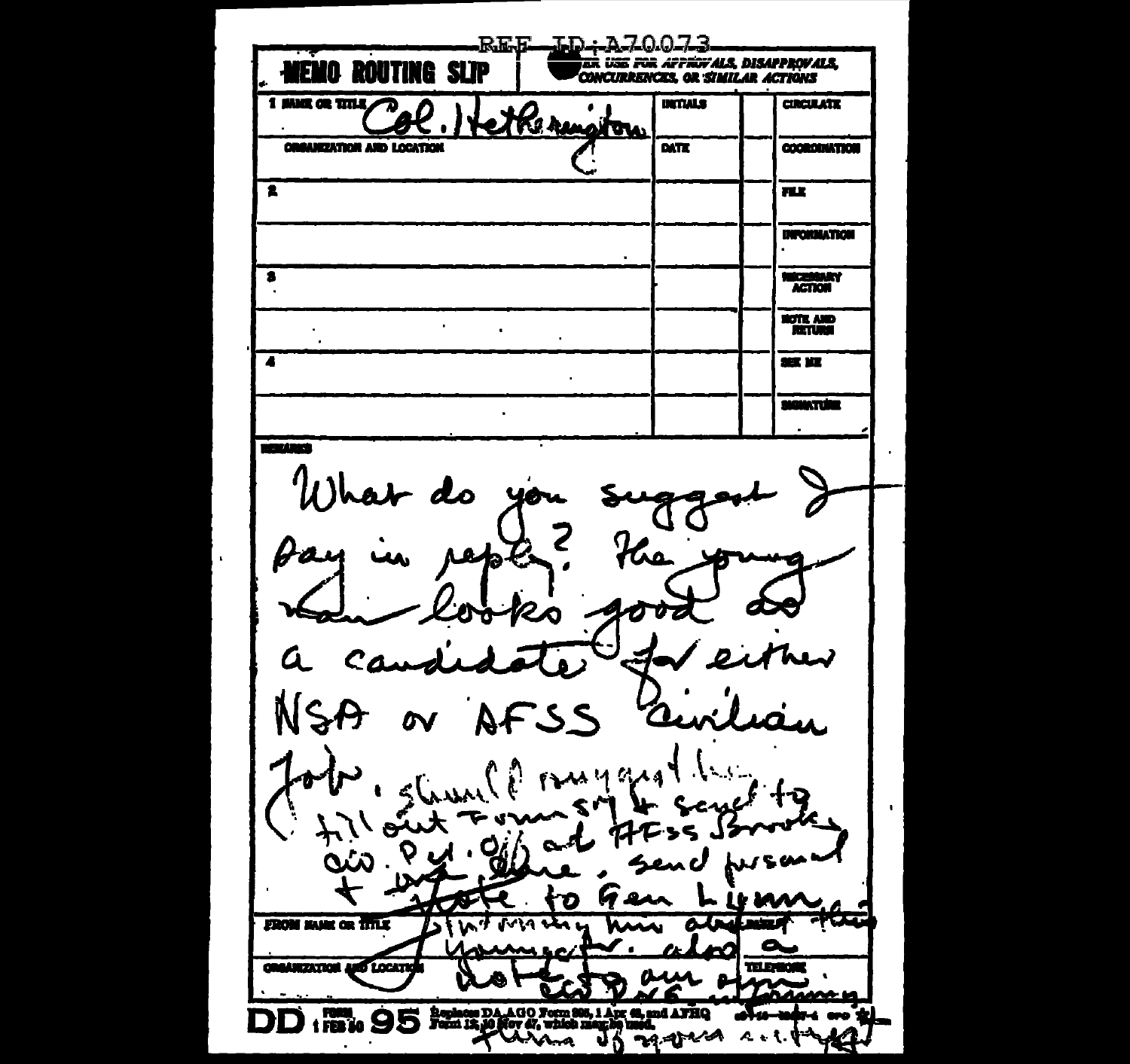REF ID:A70073

**MEMO ROUTING SLIP**

NEVER USE FOR APPROVALS, DISAPPROVALS, CONCURRENCES, OR SIMILAR ACTIONS

| | NAME OR TITLE | INITIALS | | CIRCULATE |
|---|---|---|---|---|
| 1 | Col. Hetherington | | | |
| | ORGANIZATION AND LOCATION | DATE | | COORDINATION |
| 2 | | | | FILE |
| | | | | INFORMATION |
| 3 | | | | NECESSARY ACTION |
| | | | | NOTE AND RETURN |
| 4 | | | | SEE ME |
| | | | | SIGNATURE |

REMARKS

What do you suggest I say in reply? The young man looks good as a candidate for either NSA or AFSS civilian job. Should may apply to fill out Form 57 & send to Civ. Pers. Off at AFSS Brooks AFB. Done. Send personal note to Gen Lynn informing him about this youngster. Also a note to our Cmdr at Brooks AFB informing him as I.

FROM NAME OR TITLE

ORGANIZATION AND LOCATION | TELEPHONE

DD FORM 1 FEB 50 95 Replaces DA AGO Form 895, 1 Apr 48, and AFHQ Form 12, 10 Nov 47, which may be used.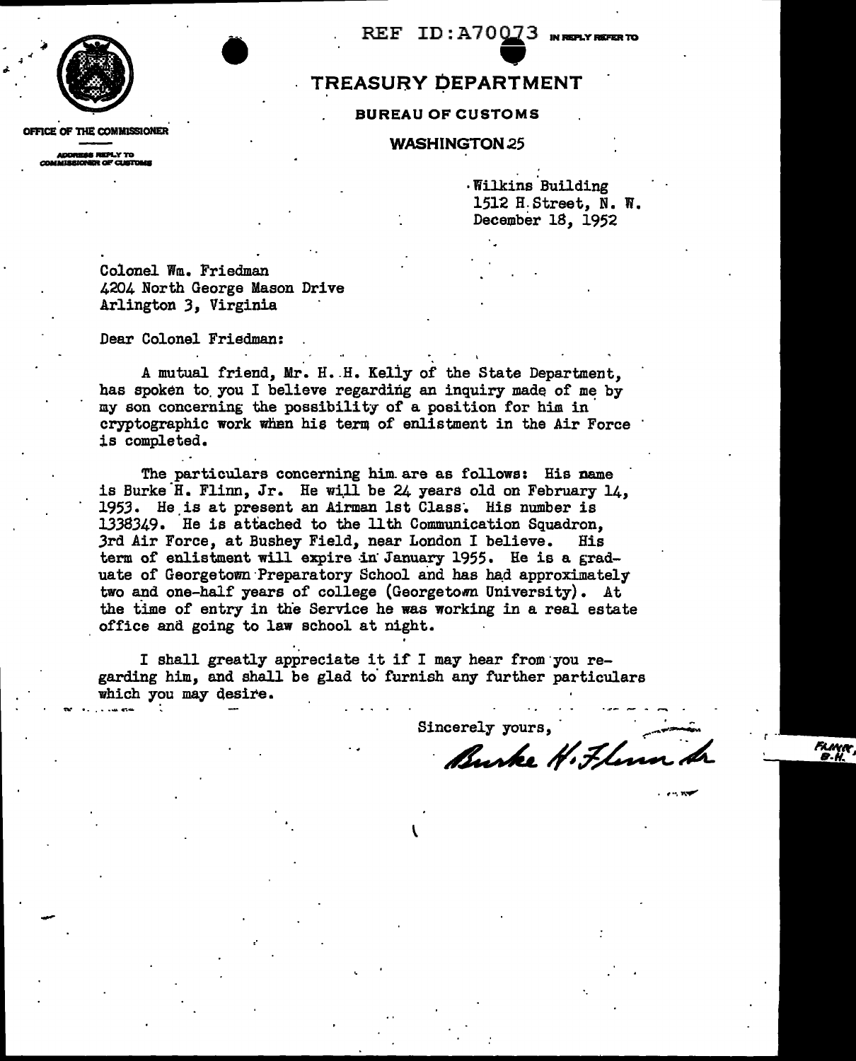REF ID:A70073 IN REPLY REFER TO

# TREASURY DEPARTMENT

## BUREAU OF CUSTOMS

## WASHINGTON 25

OFFICE OF THE COMMISSIONER

ADDRESS REPLY TO
COMMISSIONER OF CUSTOMS

Wilkins Building
1512 H Street, N. W.
December 18, 1952

Colonel Wm. Friedman
4204 North George Mason Drive
Arlington 3, Virginia

Dear Colonel Friedman:

A mutual friend, Mr. H. H. Kelly of the State Department, has spoken to you I believe regarding an inquiry made of me by my son concerning the possibility of a position for him in cryptographic work when his term of enlistment in the Air Force is completed.

The particulars concerning him are as follows: His name is Burke H. Flinn, Jr. He will be 24 years old on February 14, 1953. He is at present an Airman 1st Class. His number is 1338349. He is attached to the 11th Communication Squadron, 3rd Air Force, at Bushey Field, near London I believe. His term of enlistment will expire in January 1955. He is a graduate of Georgetown Preparatory School and has had approximately two and one-half years of college (Georgetown University). At the time of entry in the Service he was working in a real estate office and going to law school at night.

I shall greatly appreciate it if I may hear from you regarding him, and shall be glad to furnish any further particulars which you may desire.

Sincerely yours,

Burke H. Flinn Sr

FLINN, B.H.